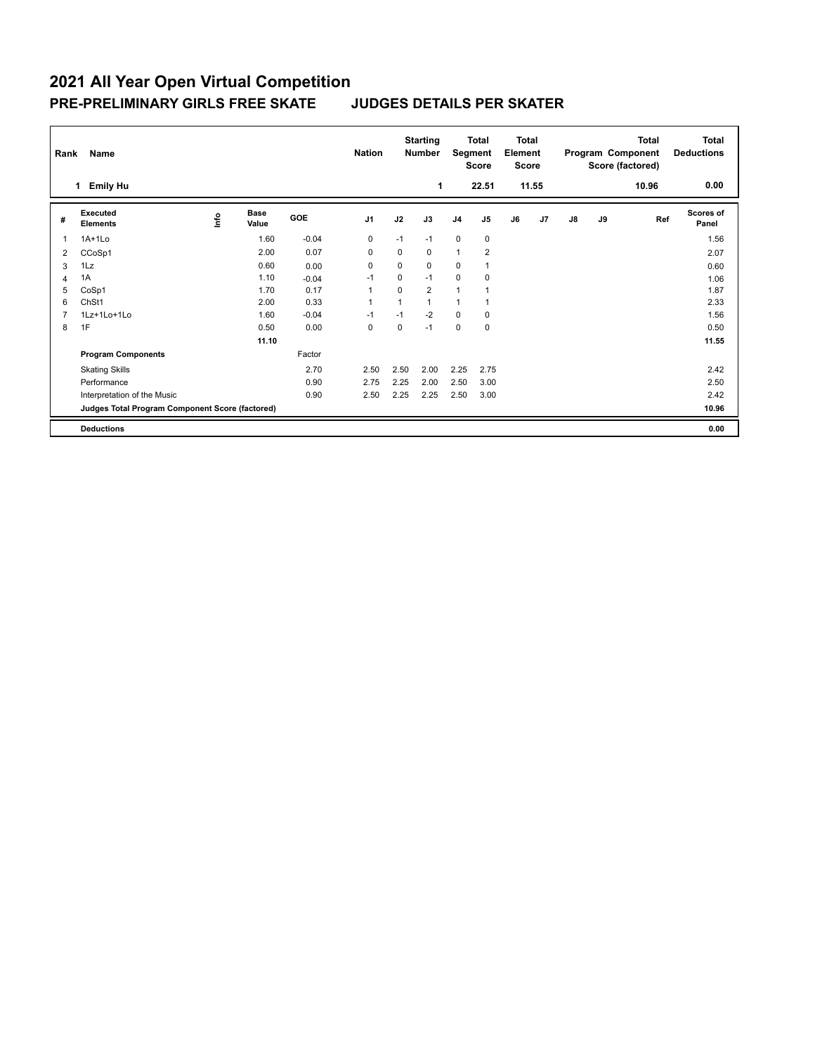# 2021 All Year Open Virtual Competition

## PRE-PRELIMINARY GIRLS FREE SKATE JUDGES DETAILS PER SKATER

| Rank | Name | Nation | Starting Number | Total Segment Score | Total Element Score | Total Program Component Score (factored) | Total Deductions |
|---|---|---|---|---|---|---|---|
| 1 | Emily Hu | | 1 | 22.51 | 11.55 | 10.96 | 0.00 |

| # | Executed Elements | Info | Base Value | GOE | J1 | J2 | J3 | J4 | J5 | J6 | J7 | J8 | J9 | Ref | Scores of Panel |
|---|---|---|---|---|---|---|---|---|---|---|---|---|---|---|---|
| 1 | 1A+1Lo | | 1.60 | -0.04 | 0 | -1 | -1 | 0 | 0 | | | | | | 1.56 |
| 2 | CCoSp1 | | 2.00 | 0.07 | 0 | 0 | 0 | 1 | 2 | | | | | | 2.07 |
| 3 | 1Lz | | 0.60 | 0.00 | 0 | 0 | 0 | 0 | 1 | | | | | | 0.60 |
| 4 | 1A | | 1.10 | -0.04 | -1 | 0 | -1 | 0 | 0 | | | | | | 1.06 |
| 5 | CoSp1 | | 1.70 | 0.17 | 1 | 0 | 2 | 1 | 1 | | | | | | 1.87 |
| 6 | ChSt1 | | 2.00 | 0.33 | 1 | 1 | 1 | 1 | 1 | | | | | | 2.33 |
| 7 | 1Lz+1Lo+1Lo | | 1.60 | -0.04 | -1 | -1 | -2 | 0 | 0 | | | | | | 1.56 |
| 8 | 1F | | 0.50 | 0.00 | 0 | 0 | -1 | 0 | 0 | | | | | | 0.50 |
| | | | 11.10 | | | | | | | | | | | | 11.55 |
| | **Program Components** | | | Factor | | | | | | | | | | | |
| | Skating Skills | | | 2.70 | 2.50 | 2.50 | 2.00 | 2.25 | 2.75 | | | | | | 2.42 |
| | Performance | | | 0.90 | 2.75 | 2.25 | 2.00 | 2.50 | 3.00 | | | | | | 2.50 |
| | Interpretation of the Music | | | 0.90 | 2.50 | 2.25 | 2.25 | 2.50 | 3.00 | | | | | | 2.42 |
| | **Judges Total Program Component Score (factored)** | | | | | | | | | | | | | | 10.96 |
| | **Deductions** | | | | | | | | | | | | | | 0.00 |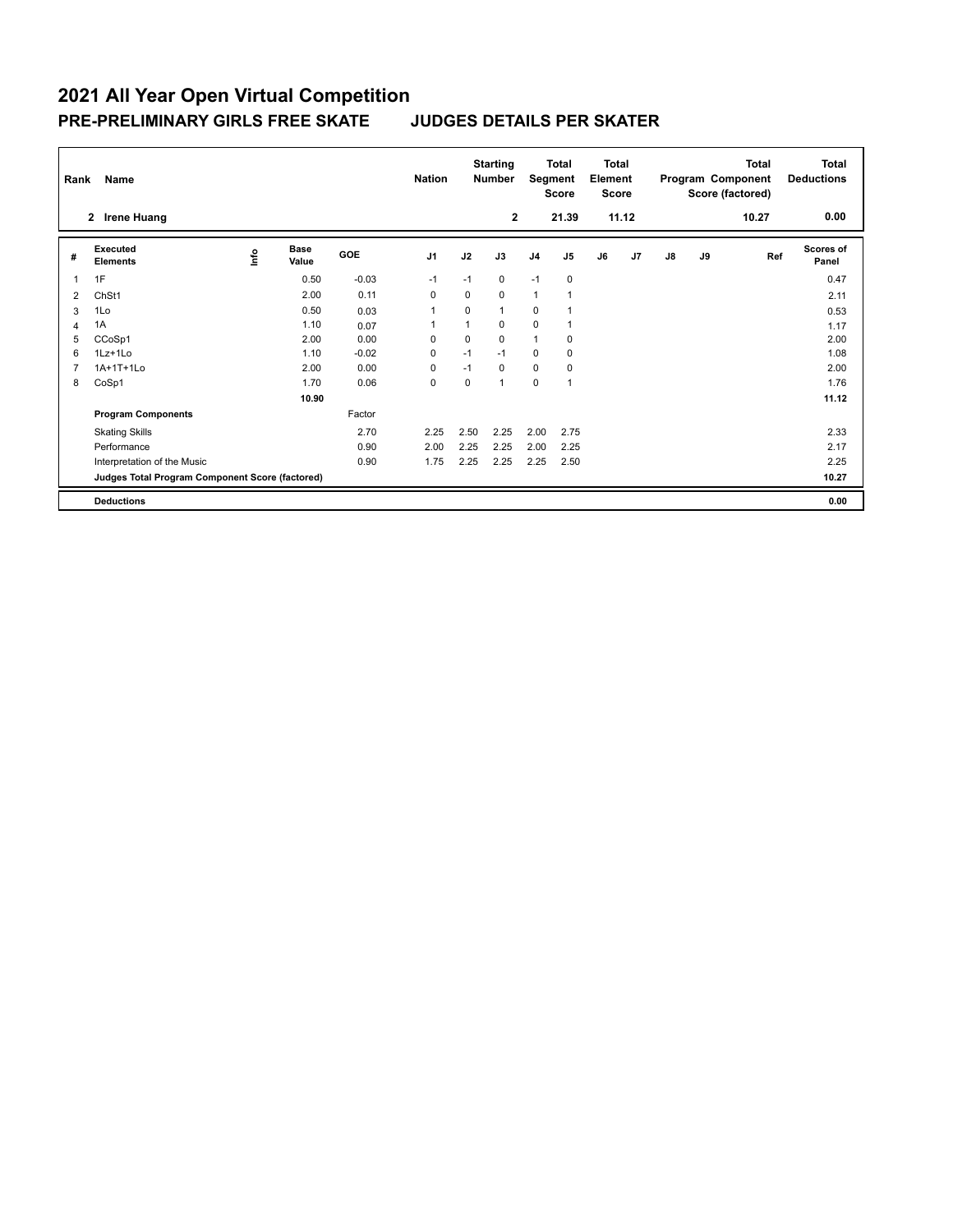# 2021 All Year Open Virtual Competition

## PRE-PRELIMINARY GIRLS FREE SKATE JUDGES DETAILS PER SKATER

| Rank | Name | Nation | Starting Number | Total Segment Score | Total Element Score | Total Program Component Score (factored) | Total Deductions |
|---|---|---|---|---|---|---|---|
| 2 | Irene Huang | | 2 | 21.39 | 11.12 | 10.27 | 0.00 |

| # | Executed Elements | Info | Base Value | GOE | J1 | J2 | J3 | J4 | J5 | J6 | J7 | J8 | J9 | Ref | Scores of Panel |
|---|---|---|---|---|---|---|---|---|---|---|---|---|---|---|---|
| 1 | 1F | | 0.50 | -0.03 | -1 | -1 | 0 | -1 | 0 | | | | | | 0.47 |
| 2 | ChSt1 | | 2.00 | 0.11 | 0 | 0 | 0 | 1 | 1 | | | | | | 2.11 |
| 3 | 1Lo | | 0.50 | 0.03 | 1 | 0 | 1 | 0 | 1 | | | | | | 0.53 |
| 4 | 1A | | 1.10 | 0.07 | 1 | 1 | 0 | 0 | 1 | | | | | | 1.17 |
| 5 | CCoSp1 | | 2.00 | 0.00 | 0 | 0 | 0 | 1 | 0 | | | | | | 2.00 |
| 6 | 1Lz+1Lo | | 1.10 | -0.02 | 0 | -1 | -1 | 0 | 0 | | | | | | 1.08 |
| 7 | 1A+1T+1Lo | | 2.00 | 0.00 | 0 | -1 | 0 | 0 | 0 | | | | | | 2.00 |
| 8 | CoSp1 | | 1.70 | 0.06 | 0 | 0 | 1 | 0 | 1 | | | | | | 1.76 |
| | | | 10.90 | | | | | | | | | | | | 11.12 |
| | **Program Components** | | | Factor | | | | | | | | | | | |
| | Skating Skills | | | 2.70 | 2.25 | 2.50 | 2.25 | 2.00 | 2.75 | | | | | | 2.33 |
| | Performance | | | 0.90 | 2.00 | 2.25 | 2.25 | 2.00 | 2.25 | | | | | | 2.17 |
| | Interpretation of the Music | | | 0.90 | 1.75 | 2.25 | 2.25 | 2.25 | 2.50 | | | | | | 2.25 |
| | **Judges Total Program Component Score (factored)** | | | | | | | | | | | | | | 10.27 |
| | **Deductions** | | | | | | | | | | | | | | 0.00 |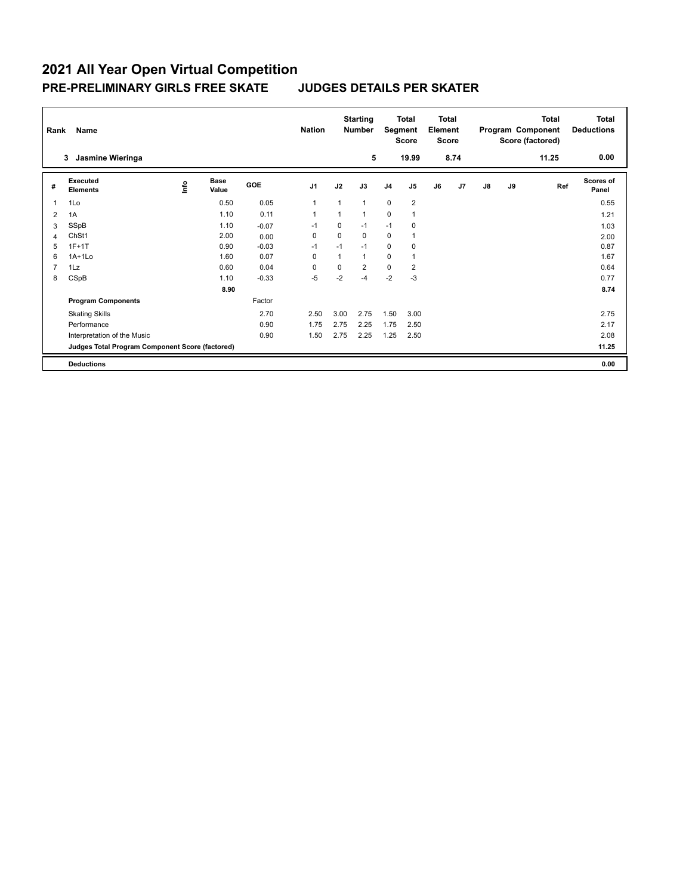# 2021 All Year Open Virtual Competition

## PRE-PRELIMINARY GIRLS FREE SKATE JUDGES DETAILS PER SKATER

| Rank | Name | Nation | Starting Number | Total Segment Score | Total Element Score | Total Program Component Score (factored) | Total Deductions |
|---|---|---|---|---|---|---|---|
| 3 | Jasmine Wieringa | | 5 | 19.99 | 8.74 | 11.25 | 0.00 |

| # | Executed Elements | Info | Base Value | GOE | J1 | J2 | J3 | J4 | J5 | J6 | J7 | J8 | J9 | Ref | Scores of Panel |
|---|---|---|---|---|---|---|---|---|---|---|---|---|---|---|---|
| 1 | 1Lo | | 0.50 | 0.05 | 1 | 1 | 1 | 0 | 2 | | | | | | 0.55 |
| 2 | 1A | | 1.10 | 0.11 | 1 | 1 | 1 | 0 | 1 | | | | | | 1.21 |
| 3 | SSpB | | 1.10 | -0.07 | -1 | 0 | -1 | -1 | 0 | | | | | | 1.03 |
| 4 | ChSt1 | | 2.00 | 0.00 | 0 | 0 | 0 | 0 | 1 | | | | | | 2.00 |
| 5 | 1F+1T | | 0.90 | -0.03 | -1 | -1 | -1 | 0 | 0 | | | | | | 0.87 |
| 6 | 1A+1Lo | | 1.60 | 0.07 | 0 | 1 | 1 | 0 | 1 | | | | | | 1.67 |
| 7 | 1Lz | | 0.60 | 0.04 | 0 | 0 | 2 | 0 | 2 | | | | | | 0.64 |
| 8 | CSpB | | 1.10 | -0.33 | -5 | -2 | -4 | -2 | -3 | | | | | | 0.77 |
| | | | 8.90 | | | | | | | | | | | | 8.74 |
| | **Program Components** | | | Factor | | | | | | | | | | | |
| | Skating Skills | | | 2.70 | 2.50 | 3.00 | 2.75 | 1.50 | 3.00 | | | | | | 2.75 |
| | Performance | | | 0.90 | 1.75 | 2.75 | 2.25 | 1.75 | 2.50 | | | | | | 2.17 |
| | Interpretation of the Music | | | 0.90 | 1.50 | 2.75 | 2.25 | 1.25 | 2.50 | | | | | | 2.08 |
| | **Judges Total Program Component Score (factored)** | | | | | | | | | | | | | | 11.25 |
| | **Deductions** | | | | | | | | | | | | | | 0.00 |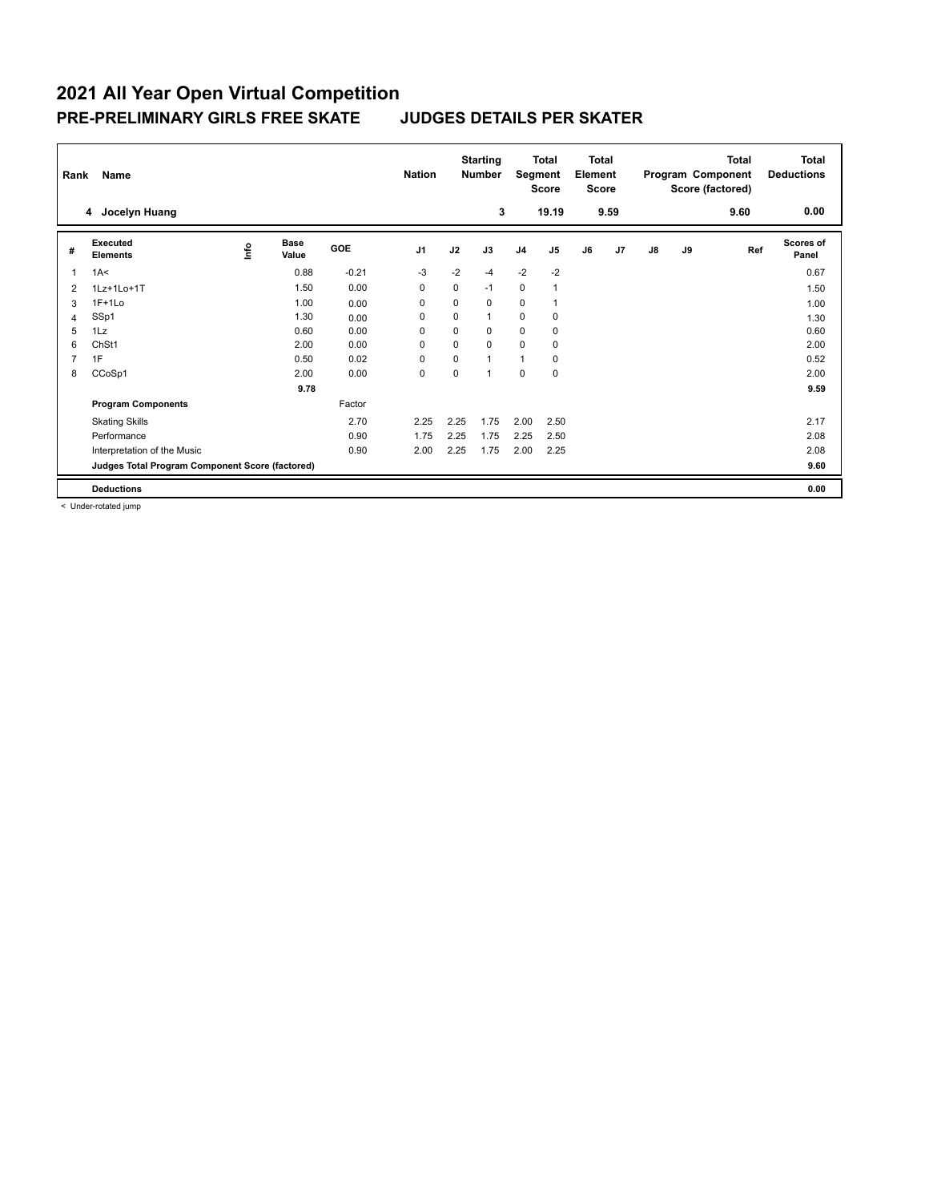# 2021 All Year Open Virtual Competition

## PRE-PRELIMINARY GIRLS FREE SKATE　　JUDGES DETAILS PER SKATER

| Rank | Name | Nation | Starting Number | Total Segment Score | Total Element Score | Total Program Component Score (factored) | Total Deductions |
|---|---|---|---|---|---|---|---|
| 4 | Jocelyn Huang | | 3 | 19.19 | 9.59 | 9.60 | 0.00 |

| # | Executed Elements | Info | Base Value | GOE | J1 | J2 | J3 | J4 | J5 | J6 | J7 | J8 | J9 | Ref | Scores of Panel |
|---|---|---|---|---|---|---|---|---|---|---|---|---|---|---|---|
| 1 | 1A< | | 0.88 | -0.21 | -3 | -2 | -4 | -2 | -2 | | | | | | 0.67 |
| 2 | 1Lz+1Lo+1T | | 1.50 | 0.00 | 0 | 0 | -1 | 0 | 1 | | | | | | 1.50 |
| 3 | 1F+1Lo | | 1.00 | 0.00 | 0 | 0 | 0 | 0 | 1 | | | | | | 1.00 |
| 4 | SSp1 | | 1.30 | 0.00 | 0 | 0 | 1 | 0 | 0 | | | | | | 1.30 |
| 5 | 1Lz | | 0.60 | 0.00 | 0 | 0 | 0 | 0 | 0 | | | | | | 0.60 |
| 6 | ChSt1 | | 2.00 | 0.00 | 0 | 0 | 0 | 0 | 0 | | | | | | 2.00 |
| 7 | 1F | | 0.50 | 0.02 | 0 | 0 | 1 | 1 | 0 | | | | | | 0.52 |
| 8 | CCoSp1 | | 2.00 | 0.00 | 0 | 0 | 1 | 0 | 0 | | | | | | 2.00 |
| | | | 9.78 | | | | | | | | | | | | 9.59 |
| | **Program Components** | | | Factor | | | | | | | | | | | |
| | Skating Skills | | | 2.70 | 2.25 | 2.25 | 1.75 | 2.00 | 2.50 | | | | | | 2.17 |
| | Performance | | | 0.90 | 1.75 | 2.25 | 1.75 | 2.25 | 2.50 | | | | | | 2.08 |
| | Interpretation of the Music | | | 0.90 | 2.00 | 2.25 | 1.75 | 2.00 | 2.25 | | | | | | 2.08 |
| | **Judges Total Program Component Score (factored)** | | | | | | | | | | | | | | 9.60 |
| | **Deductions** | | | | | | | | | | | | | | 0.00 |

< Under-rotated jump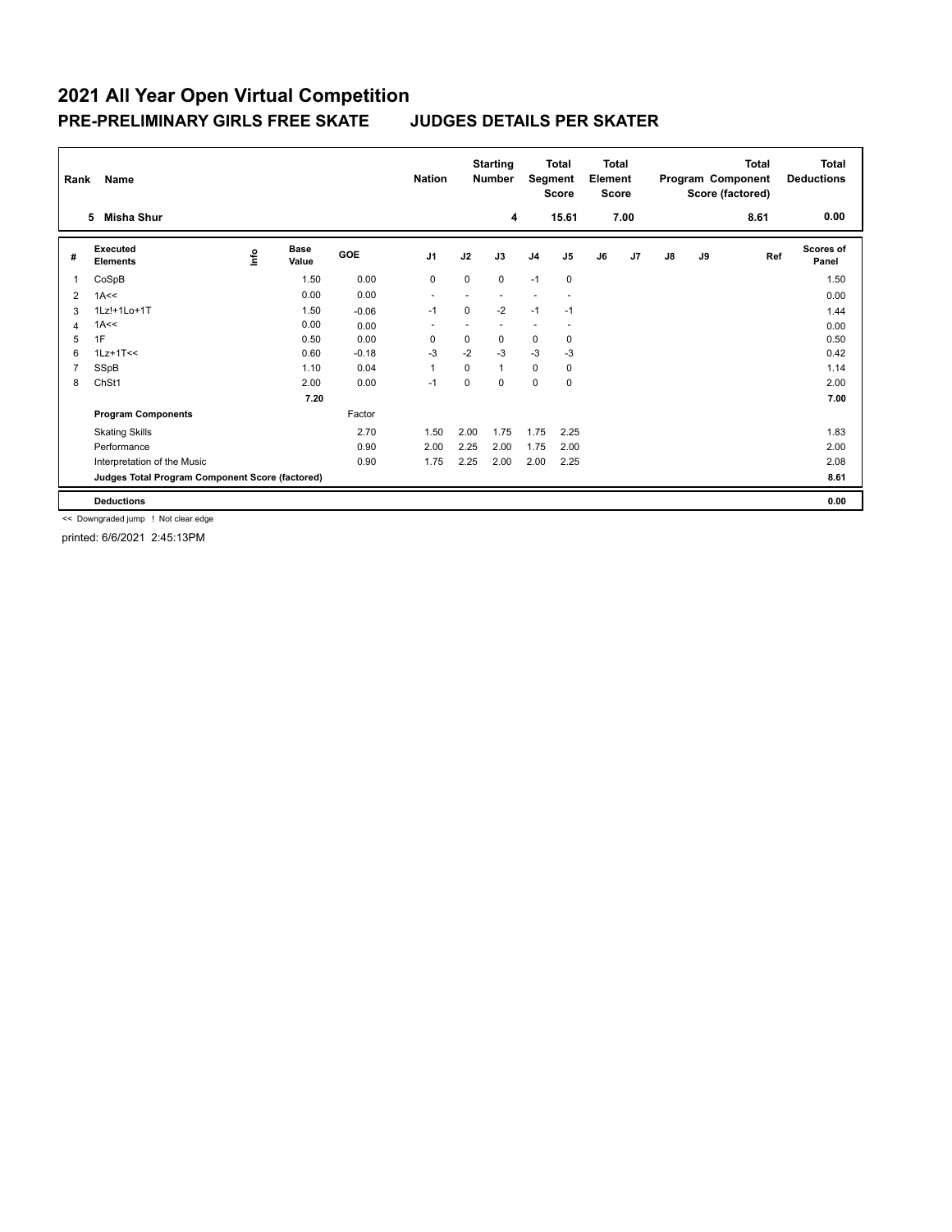# 2021 All Year Open Virtual Competition

## PRE-PRELIMINARY GIRLS FREE SKATE JUDGES DETAILS PER SKATER

| Rank | Name | Nation | Starting Number | Total Segment Score | Total Element Score | Total Program Component Score (factored) | Total Deductions |
|---|---|---|---|---|---|---|---|
| 5 | Misha Shur | | 4 | 15.61 | 7.00 | 8.61 | 0.00 |

| # | Executed Elements | Info | Base Value | GOE | J1 | J2 | J3 | J4 | J5 | J6 | J7 | J8 | J9 | Ref | Scores of Panel |
|---|---|---|---|---|---|---|---|---|---|---|---|---|---|---|---|
| 1 | CoSpB | | 1.50 | 0.00 | 0 | 0 | 0 | -1 | 0 | | | | | | 1.50 |
| 2 | 1A<< | | 0.00 | 0.00 | - | - | - | - | - | | | | | | 0.00 |
| 3 | 1Lz!+1Lo+1T | | 1.50 | -0.06 | -1 | 0 | -2 | -1 | -1 | | | | | | 1.44 |
| 4 | 1A<< | | 0.00 | 0.00 | - | - | - | - | - | | | | | | 0.00 |
| 5 | 1F | | 0.50 | 0.00 | 0 | 0 | 0 | 0 | 0 | | | | | | 0.50 |
| 6 | 1Lz+1T<< | | 0.60 | -0.18 | -3 | -2 | -3 | -3 | -3 | | | | | | 0.42 |
| 7 | SSpB | | 1.10 | 0.04 | 1 | 0 | 1 | 0 | 0 | | | | | | 1.14 |
| 8 | ChSt1 | | 2.00 | 0.00 | -1 | 0 | 0 | 0 | 0 | | | | | | 2.00 |
| | | | 7.20 | | | | | | | | | | | | 7.00 |
| | **Program Components** | | | Factor | | | | | | | | | | | |
| | Skating Skills | | | 2.70 | 1.50 | 2.00 | 1.75 | 1.75 | 2.25 | | | | | | 1.83 |
| | Performance | | | 0.90 | 2.00 | 2.25 | 2.00 | 1.75 | 2.00 | | | | | | 2.00 |
| | Interpretation of the Music | | | 0.90 | 1.75 | 2.25 | 2.00 | 2.00 | 2.25 | | | | | | 2.08 |
| | **Judges Total Program Component Score (factored)** | | | | | | | | | | | | | | 8.61 |
| | **Deductions** | | | | | | | | | | | | | | 0.00 |

<< Downgraded jump ! Not clear edge

printed: 6/6/2021 2:45:13PM